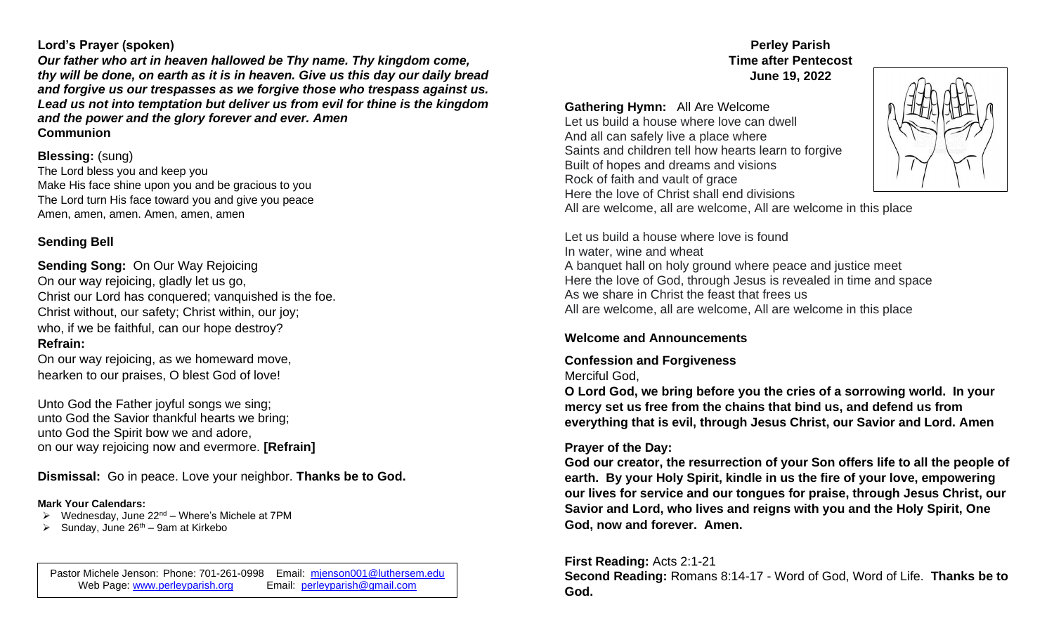# Perley Parish
## Time after Pentecost
## June 19, 2022

**Gathering Hymn:** All Are Welcome
Let us build a house where love can dwell
And all can safely live a place where
Saints and children tell how hearts learn to forgive
Built of hopes and dreams and visions
Rock of faith and vault of grace
Here the love of Christ shall end divisions
All are welcome, all are welcome, All are welcome in this place

Let us build a house where love is found
In water, wine and wheat
A banquet hall on holy ground where peace and justice meet
Here the love of God, through Jesus is revealed in time and space
As we share in Christ the feast that frees us
All are welcome, all are welcome, All are welcome in this place

**Welcome and Announcements**

**Confession and Forgiveness**
Merciful God,
**O Lord God, we bring before you the cries of a sorrowing world. In your mercy set us free from the chains that bind us, and defend us from everything that is evil, through Jesus Christ, our Savior and Lord. Amen**

**Prayer of the Day:**
**God our creator, the resurrection of your Son offers life to all the people of earth. By your Holy Spirit, kindle in us the fire of your love, empowering our lives for service and our tongues for praise, through Jesus Christ, our Savior and Lord, who lives and reigns with you and the Holy Spirit, One God, now and forever. Amen.**

**First Reading:** Acts 2:1-21
**Second Reading:** Romans 8:14-17 - Word of God, Word of Life. **Thanks be to God.**

**Lord's Prayer (spoken)**
***Our father who art in heaven hallowed be Thy name. Thy kingdom come, thy will be done, on earth as it is in heaven. Give us this day our daily bread and forgive us our trespasses as we forgive those who trespass against us. Lead us not into temptation but deliver us from evil for thine is the kingdom and the power and the glory forever and ever. Amen***
**Communion**

**Blessing:** (sung)
The Lord bless you and keep you
Make His face shine upon you and be gracious to you
The Lord turn His face toward you and give you peace
Amen, amen, amen. Amen, amen, amen

**Sending Bell**

**Sending Song:** On Our Way Rejoicing
On our way rejoicing, gladly let us go,
Christ our Lord has conquered; vanquished is the foe.
Christ without, our safety; Christ within, our joy;
who, if we be faithful, can our hope destroy?
**Refrain:**
On our way rejoicing, as we homeward move,
hearken to our praises, O blest God of love!

Unto God the Father joyful songs we sing;
unto God the Savior thankful hearts we bring;
unto God the Spirit bow we and adore,
on our way rejoicing now and evermore. **[Refrain]**

**Dismissal:** Go in peace. Love your neighbor. **Thanks be to God.**

**Mark Your Calendars:**
- Wednesday, June 22nd – Where's Michele at 7PM
- Sunday, June 26th – 9am at Kirkebo

Pastor Michele Jenson: Phone: 701-261-0998 Email: mjenson001@luthersem.edu
Web Page: www.perleyparish.org Email: perleyparish@gmail.com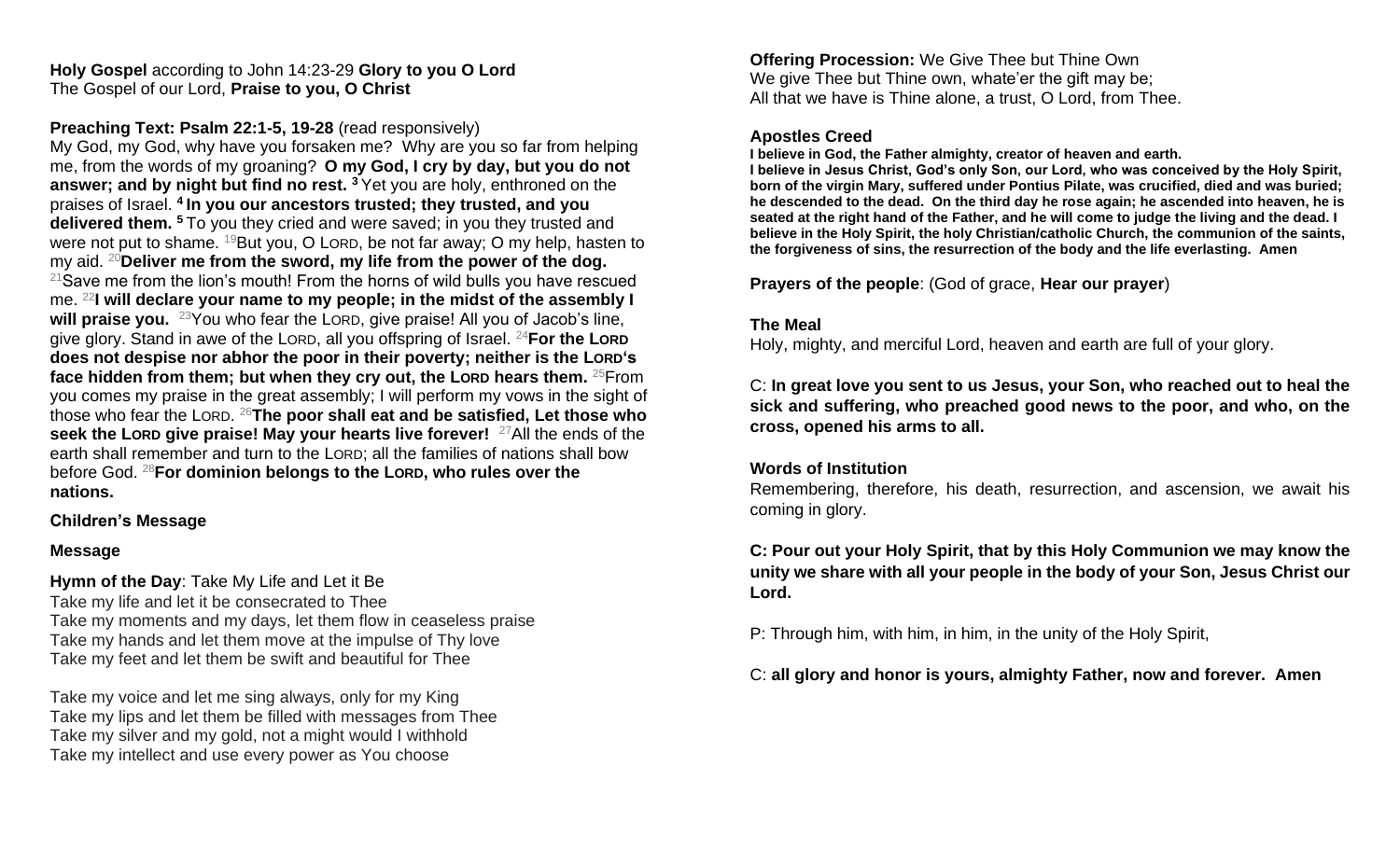**Holy Gospel** according to John 14:23-29 **Glory to you O Lord**
The Gospel of our Lord, **Praise to you, O Christ**

**Preaching Text: Psalm 22:1-5, 19-28** (read responsively)
My God, my God, why have you forsaken me? Why are you so far from helping me, from the words of my groaning? **O my God, I cry by day, but you do not answer; and by night but find no rest.** [3] Yet you are holy, enthroned on the praises of Israel. **[4] In you our ancestors trusted; they trusted, and you delivered them.** [5] To you they cried and were saved; in you they trusted and were not put to shame. [19]But you, O LORD, be not far away; O my help, hasten to my aid. [20]**Deliver me from the sword, my life from the power of the dog.** [21]Save me from the lion's mouth! From the horns of wild bulls you have rescued me. [22]**I will declare your name to my people; in the midst of the assembly I will praise you.** [23]You who fear the LORD, give praise! All you of Jacob's line, give glory. Stand in awe of the LORD, all you offspring of Israel. [24]**For the LORD does not despise nor abhor the poor in their poverty; neither is the LORD's face hidden from them; but when they cry out, the LORD hears them.** [25]From you comes my praise in the great assembly; I will perform my vows in the sight of those who fear the LORD. [26]**The poor shall eat and be satisfied, Let those who seek the LORD give praise! May your hearts live forever!** [27]All the ends of the earth shall remember and turn to the LORD; all the families of nations shall bow before God. [28]**For dominion belongs to the LORD, who rules over the nations.**

**Children's Message**

**Message**

**Hymn of the Day**: Take My Life and Let it Be
Take my life and let it be consecrated to Thee
Take my moments and my days, let them flow in ceaseless praise
Take my hands and let them move at the impulse of Thy love
Take my feet and let them be swift and beautiful for Thee

Take my voice and let me sing always, only for my King
Take my lips and let them be filled with messages from Thee
Take my silver and my gold, not a might would I withhold
Take my intellect and use every power as You choose

**Offering Procession:** We Give Thee but Thine Own
We give Thee but Thine own, whate'er the gift may be;
All that we have is Thine alone, a trust, O Lord, from Thee.

**Apostles Creed**
**I believe in God, the Father almighty, creator of heaven and earth.**
**I believe in Jesus Christ, God's only Son, our Lord, who was conceived by the Holy Spirit, born of the virgin Mary, suffered under Pontius Pilate, was crucified, died and was buried; he descended to the dead. On the third day he rose again; he ascended into heaven, he is seated at the right hand of the Father, and he will come to judge the living and the dead. I believe in the Holy Spirit, the holy Christian/catholic Church, the communion of the saints, the forgiveness of sins, the resurrection of the body and the life everlasting. Amen**

**Prayers of the people**: (God of grace, **Hear our prayer**)

**The Meal**
Holy, mighty, and merciful Lord, heaven and earth are full of your glory.

C: **In great love you sent to us Jesus, your Son, who reached out to heal the sick and suffering, who preached good news to the poor, and who, on the cross, opened his arms to all.**

**Words of Institution**
Remembering, therefore, his death, resurrection, and ascension, we await his coming in glory.

**C: Pour out your Holy Spirit, that by this Holy Communion we may know the unity we share with all your people in the body of your Son, Jesus Christ our Lord.**

P: Through him, with him, in him, in the unity of the Holy Spirit,

C: **all glory and honor is yours, almighty Father, now and forever. Amen**